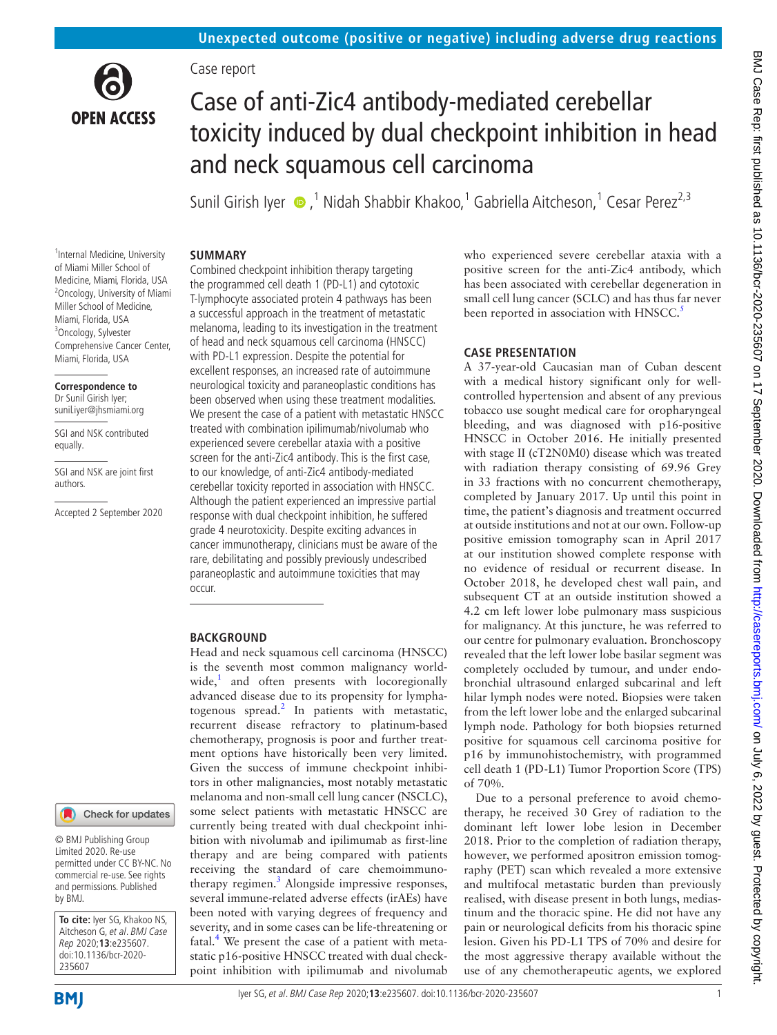Case report

# Case of anti-Zic4 antibody-mediated cerebellar toxicity induced by dual checkpoint inhibition in head and neck squamous cell carcinoma

Sunil Girish Iyer [1], Nidah Shabbir Khakoo,[1] Gabriella Aitcheson,[1] Cesar Perez[2,3]

[1]Internal Medicine, University of Miami Miller School of Medicine, Miami, Florida, USA
[2]Oncology, University of Miami Miller School of Medicine, Miami, Florida, USA
[3]Oncology, Sylvester Comprehensive Cancer Center, Miami, Florida, USA

**Correspondence to**
Dr Sunil Girish Iyer; sunil.iyer@jhsmiami.org

SGI and NSK contributed equally.

SGI and NSK are joint first authors.

Accepted 2 September 2020

© BMJ Publishing Group Limited 2020. Re-use permitted under CC BY-NC. No commercial re-use. See rights and permissions. Published by BMJ.

**To cite:** Iyer SG, Khakoo NS, Aitcheson G, *et al*. *BMJ Case Rep* 2020;**13**:e235607. doi:10.1136/bcr-2020-235607

## SUMMARY

Combined checkpoint inhibition therapy targeting the programmed cell death 1 (PD-L1) and cytotoxic T-lymphocyte associated protein 4 pathways has been a successful approach in the treatment of metastatic melanoma, leading to its investigation in the treatment of head and neck squamous cell carcinoma (HNSCC) with PD-L1 expression. Despite the potential for excellent responses, an increased rate of autoimmune neurological toxicity and paraneoplastic conditions has been observed when using these treatment modalities. We present the case of a patient with metastatic HNSCC treated with combination ipilimumab/nivolumab who experienced severe cerebellar ataxia with a positive screen for the anti-Zic4 antibody. This is the first case, to our knowledge, of anti-Zic4 antibody-mediated cerebellar toxicity reported in association with HNSCC. Although the patient experienced an impressive partial response with dual checkpoint inhibition, he suffered grade 4 neurotoxicity. Despite exciting advances in cancer immunotherapy, clinicians must be aware of the rare, debilitating and possibly previously undescribed paraneoplastic and autoimmune toxicities that may occur.

## BACKGROUND

Head and neck squamous cell carcinoma (HNSCC) is the seventh most common malignancy worldwide,[1] and often presents with locoregionally advanced disease due to its propensity for lymphatogenous spread.[2] In patients with metastatic, recurrent disease refractory to platinum-based chemotherapy, prognosis is poor and further treatment options have historically been very limited. Given the success of immune checkpoint inhibitors in other malignancies, most notably metastatic melanoma and non-small cell lung cancer (NSCLC), some select patients with metastatic HNSCC are currently being treated with dual checkpoint inhibition with nivolumab and ipilimumab as first-line therapy and are being compared with patients receiving the standard of care chemoimmunotherapy regimen.[3] Alongside impressive responses, several immune-related adverse effects (irAEs) have been noted with varying degrees of frequency and severity, and in some cases can be life-threatening or fatal.[4] We present the case of a patient with metastatic p16-positive HNSCC treated with dual checkpoint inhibition with ipilimumab and nivolumab who experienced severe cerebellar ataxia with a positive screen for the anti-Zic4 antibody, which has been associated with cerebellar degeneration in small cell lung cancer (SCLC) and has thus far never been reported in association with HNSCC.[5]

## CASE PRESENTATION

A 37-year-old Caucasian man of Cuban descent with a medical history significant only for well-controlled hypertension and absent of any previous tobacco use sought medical care for oropharyngeal bleeding, and was diagnosed with p16-positive HNSCC in October 2016. He initially presented with stage II (cT2N0M0) disease which was treated with radiation therapy consisting of 69.96 Grey in 33 fractions with no concurrent chemotherapy, completed by January 2017. Up until this point in time, the patient's diagnosis and treatment occurred at outside institutions and not at our own. Follow-up positive emission tomography scan in April 2017 at our institution showed complete response with no evidence of residual or recurrent disease. In October 2018, he developed chest wall pain, and subsequent CT at an outside institution showed a 4.2 cm left lower lobe pulmonary mass suspicious for malignancy. At this juncture, he was referred to our centre for pulmonary evaluation. Bronchoscopy revealed that the left lower lobe basilar segment was completely occluded by tumour, and under endobronchial ultrasound enlarged subcarinal and left hilar lymph nodes were noted. Biopsies were taken from the left lower lobe and the enlarged subcarinal lymph node. Pathology for both biopsies returned positive for squamous cell carcinoma positive for p16 by immunohistochemistry, with programmed cell death 1 (PD-L1) Tumor Proportion Score (TPS) of 70%.

Due to a personal preference to avoid chemotherapy, he received 30 Grey of radiation to the dominant left lower lobe lesion in December 2018. Prior to the completion of radiation therapy, however, we performed apositron emission tomography (PET) scan which revealed a more extensive and multifocal metastatic burden than previously realised, with disease present in both lungs, mediastinum and the thoracic spine. He did not have any pain or neurological deficits from his thoracic spine lesion. Given his PD-L1 TPS of 70% and desire for the most aggressive therapy available without the use of any chemotherapeutic agents, we explored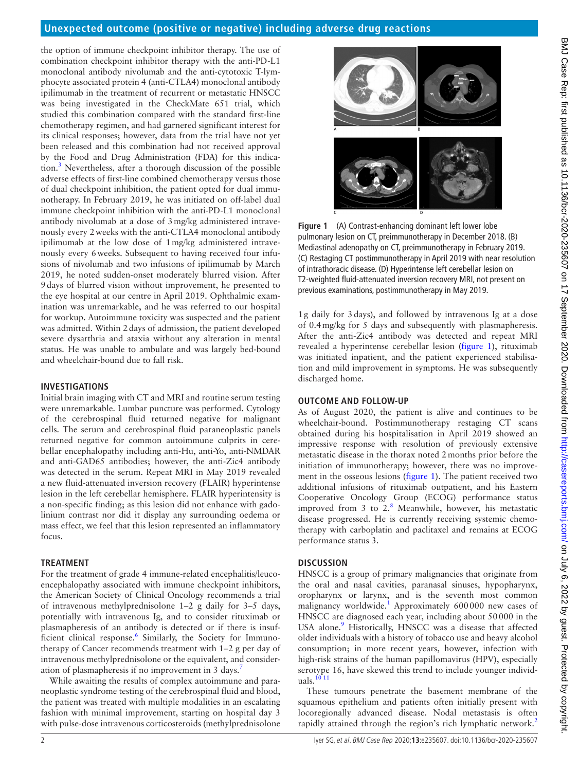the option of immune checkpoint inhibitor therapy. The use of combination checkpoint inhibitor therapy with the anti-PD-L1 monoclonal antibody nivolumab and the anti-cytotoxic T-lymphocyte associated protein 4 (anti-CTLA4) monoclonal antibody ipilimumab in the treatment of recurrent or metastatic HNSCC was being investigated in the CheckMate 651 trial, which studied this combination compared with the standard first-line chemotherapy regimen, and had garnered significant interest for its clinical responses; however, data from the trial have not yet been released and this combination had not received approval by the Food and Drug Administration (FDA) for this indication.[3] Nevertheless, after a thorough discussion of the possible adverse effects of first-line combined chemotherapy versus those of dual checkpoint inhibition, the patient opted for dual immunotherapy. In February 2019, he was initiated on off-label dual immune checkpoint inhibition with the anti-PD-L1 monoclonal antibody nivolumab at a dose of 3 mg/kg administered intravenously every 2 weeks with the anti-CTLA4 monoclonal antibody ipilimumab at the low dose of 1 mg/kg administered intravenously every 6 weeks. Subsequent to having received four infusions of nivolumab and two infusions of ipilimumab by March 2019, he noted sudden-onset moderately blurred vision. After 9 days of blurred vision without improvement, he presented to the eye hospital at our centre in April 2019. Ophthalmic examination was unremarkable, and he was referred to our hospital for workup. Autoimmune toxicity was suspected and the patient was admitted. Within 2 days of admission, the patient developed severe dysarthria and ataxia without any alteration in mental status. He was unable to ambulate and was largely bed-bound and wheelchair-bound due to fall risk.

## INVESTIGATIONS

Initial brain imaging with CT and MRI and routine serum testing were unremarkable. Lumbar puncture was performed. Cytology of the cerebrospinal fluid returned negative for malignant cells. The serum and cerebrospinal fluid paraneoplastic panels returned negative for common autoimmune culprits in cerebellar encephalopathy including anti-Hu, anti-Yo, anti-NMDAR and anti-GAD65 antibodies; however, the anti-Zic4 antibody was detected in the serum. Repeat MRI in May 2019 revealed a new fluid-attenuated inversion recovery (FLAIR) hyperintense lesion in the left cerebellar hemisphere. FLAIR hyperintensity is a non-specific finding; as this lesion did not enhance with gadolinium contrast nor did it display any surrounding oedema or mass effect, we feel that this lesion represented an inflammatory focus.

## TREATMENT

For the treatment of grade 4 immune-related encephalitis/leucoencephalopathy associated with immune checkpoint inhibitors, the American Society of Clinical Oncology recommends a trial of intravenous methylprednisolone 1–2 g daily for 3–5 days, potentially with intravenous Ig, and to consider rituximab or plasmapheresis of an antibody is detected or if there is insufficient clinical response.[6] Similarly, the Society for Immunotherapy of Cancer recommends treatment with 1–2 g per day of intravenous methylprednisolone or the equivalent, and consideration of plasmapheresis if no improvement in 3 days.[7]

While awaiting the results of complex autoimmune and paraneoplastic syndrome testing of the cerebrospinal fluid and blood, the patient was treated with multiple modalities in an escalating fashion with minimal improvement, starting on hospital day 3 with pulse-dose intravenous corticosteroids (methylprednisolone 1 g daily for 3 days), and followed by intravenous Ig at a dose of 0.4 mg/kg for 5 days and subsequently with plasmapheresis. After the anti-Zic4 antibody was detected and repeat MRI revealed a hyperintense cerebellar lesion (figure 1), rituximab was initiated inpatient, and the patient experienced stabilisation and mild improvement in symptoms. He was subsequently discharged home.

Figure 1 (A) Contrast-enhancing dominant left lower lobe pulmonary lesion on CT, preimmunotherapy in December 2018. (B) Mediastinal adenopathy on CT, preimmunotherapy in February 2019. (C) Restaging CT postimmunotherapy in April 2019 with near resolution of intrathoracic disease. (D) Hyperintense left cerebellar lesion on T2-weighted fluid-attenuated inversion recovery MRI, not present on previous examinations, postimmunotherapy in May 2019.

## OUTCOME AND FOLLOW-UP

As of August 2020, the patient is alive and continues to be wheelchair-bound. Postimmunotherapy restaging CT scans obtained during his hospitalisation in April 2019 showed an impressive response with resolution of previously extensive metastatic disease in the thorax noted 2 months prior before the initiation of immunotherapy; however, there was no improvement in the osseous lesions (figure 1). The patient received two additional infusions of rituximab outpatient, and his Eastern Cooperative Oncology Group (ECOG) performance status improved from 3 to 2.[8] Meanwhile, however, his metastatic disease progressed. He is currently receiving systemic chemotherapy with carboplatin and paclitaxel and remains at ECOG performance status 3.

## DISCUSSION

HNSCC is a group of primary malignancies that originate from the oral and nasal cavities, paranasal sinuses, hypopharynx, oropharynx or larynx, and is the seventh most common malignancy worldwide.[1] Approximately 600 000 new cases of HNSCC are diagnosed each year, including about 50 000 in the USA alone.[9] Historically, HNSCC was a disease that affected older individuals with a history of tobacco use and heavy alcohol consumption; in more recent years, however, infection with high-risk strains of the human papillomavirus (HPV), especially serotype 16, have skewed this trend to include younger individuals.[10,11]

These tumours penetrate the basement membrane of the squamous epithelium and patients often initially present with locoregionally advanced disease. Nodal metastasis is often rapidly attained through the region's rich lymphatic network.[2]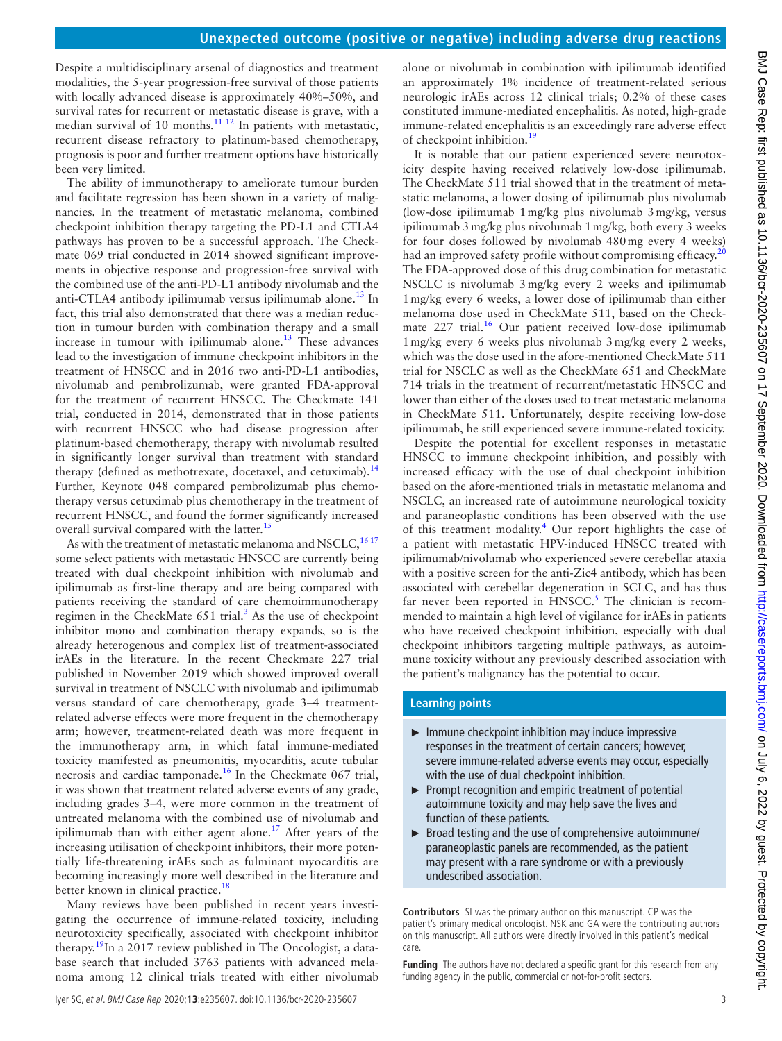Despite a multidisciplinary arsenal of diagnostics and treatment modalities, the 5-year progression-free survival of those patients with locally advanced disease is approximately 40%–50%, and survival rates for recurrent or metastatic disease is grave, with a median survival of 10 months.[11 12] In patients with metastatic, recurrent disease refractory to platinum-based chemotherapy, prognosis is poor and further treatment options have historically been very limited.

The ability of immunotherapy to ameliorate tumour burden and facilitate regression has been shown in a variety of malignancies. In the treatment of metastatic melanoma, combined checkpoint inhibition therapy targeting the PD-L1 and CTLA4 pathways has proven to be a successful approach. The Checkmate 069 trial conducted in 2014 showed significant improvements in objective response and progression-free survival with the combined use of the anti-PD-L1 antibody nivolumab and the anti-CTLA4 antibody ipilimumab versus ipilimumab alone.[13] In fact, this trial also demonstrated that there was a median reduction in tumour burden with combination therapy and a small increase in tumour with ipilimumab alone.[13] These advances lead to the investigation of immune checkpoint inhibitors in the treatment of HNSCC and in 2016 two anti-PD-L1 antibodies, nivolumab and pembrolizumab, were granted FDA-approval for the treatment of recurrent HNSCC. The Checkmate 141 trial, conducted in 2014, demonstrated that in those patients with recurrent HNSCC who had disease progression after platinum-based chemotherapy, therapy with nivolumab resulted in significantly longer survival than treatment with standard therapy (defined as methotrexate, docetaxel, and cetuximab).[14] Further, Keynote 048 compared pembrolizumab plus chemotherapy versus cetuximab plus chemotherapy in the treatment of recurrent HNSCC, and found the former significantly increased overall survival compared with the latter.[15]

As with the treatment of metastatic melanoma and NSCLC,[16 17] some select patients with metastatic HNSCC are currently being treated with dual checkpoint inhibition with nivolumab and ipilimumab as first-line therapy and are being compared with patients receiving the standard of care chemoimmunotherapy regimen in the CheckMate 651 trial.[3] As the use of checkpoint inhibitor mono and combination therapy expands, so is the already heterogenous and complex list of treatment-associated irAEs in the literature. In the recent Checkmate 227 trial published in November 2019 which showed improved overall survival in treatment of NSCLC with nivolumab and ipilimumab versus standard of care chemotherapy, grade 3–4 treatment-related adverse effects were more frequent in the chemotherapy arm; however, treatment-related death was more frequent in the immunotherapy arm, in which fatal immune-mediated toxicity manifested as pneumonitis, myocarditis, acute tubular necrosis and cardiac tamponade.[16] In the Checkmate 067 trial, it was shown that treatment related adverse events of any grade, including grades 3–4, were more common in the treatment of untreated melanoma with the combined use of nivolumab and ipilimumab than with either agent alone.[17] After years of the increasing utilisation of checkpoint inhibitors, their more potentially life-threatening irAEs such as fulminant myocarditis are becoming increasingly more well described in the literature and better known in clinical practice.[18]

Many reviews have been published in recent years investigating the occurrence of immune-related toxicity, including neurotoxicity specifically, associated with checkpoint inhibitor therapy.[19] In a 2017 review published in The Oncologist, a database search that included 3763 patients with advanced melanoma among 12 clinical trials treated with either nivolumab alone or nivolumab in combination with ipilimumab identified an approximately 1% incidence of treatment-related serious neurologic irAEs across 12 clinical trials; 0.2% of these cases constituted immune-mediated encephalitis. As noted, high-grade immune-related encephalitis is an exceedingly rare adverse effect of checkpoint inhibition.[19]

It is notable that our patient experienced severe neurotoxicity despite having received relatively low-dose ipilimumab. The CheckMate 511 trial showed that in the treatment of metastatic melanoma, a lower dosing of ipilimumab plus nivolumab (low-dose ipilimumab 1 mg/kg plus nivolumab 3 mg/kg, versus ipilimumab 3 mg/kg plus nivolumab 1 mg/kg, both every 3 weeks for four doses followed by nivolumab 480 mg every 4 weeks) had an improved safety profile without compromising efficacy.[20] The FDA-approved dose of this drug combination for metastatic NSCLC is nivolumab 3 mg/kg every 2 weeks and ipilimumab 1 mg/kg every 6 weeks, a lower dose of ipilimumab than either melanoma dose used in CheckMate 511, based on the CheckMate 227 trial.[16] Our patient received low-dose ipilimumab 1 mg/kg every 6 weeks plus nivolumab 3 mg/kg every 2 weeks, which was the dose used in the afore-mentioned CheckMate 511 trial for NSCLC as well as the CheckMate 651 and CheckMate 714 trials in the treatment of recurrent/metastatic HNSCC and lower than either of the doses used to treat metastatic melanoma in CheckMate 511. Unfortunately, despite receiving low-dose ipilimumab, he still experienced severe immune-related toxicity.

Despite the potential for excellent responses in metastatic HNSCC to immune checkpoint inhibition, and possibly with increased efficacy with the use of dual checkpoint inhibition based on the afore-mentioned trials in metastatic melanoma and NSCLC, an increased rate of autoimmune neurological toxicity and paraneoplastic conditions has been observed with the use of this treatment modality.[4] Our report highlights the case of a patient with metastatic HPV-induced HNSCC treated with ipilimumab/nivolumab who experienced severe cerebellar ataxia with a positive screen for the anti-Zic4 antibody, which has been associated with cerebellar degeneration in SCLC, and has thus far never been reported in HNSCC.[5] The clinician is recommended to maintain a high level of vigilance for irAEs in patients who have received checkpoint inhibition, especially with dual checkpoint inhibitors targeting multiple pathways, as autoimmune toxicity without any previously described association with the patient's malignancy has the potential to occur.

## Learning points

- Immune checkpoint inhibition may induce impressive responses in the treatment of certain cancers; however, severe immune-related adverse events may occur, especially with the use of dual checkpoint inhibition.
- Prompt recognition and empiric treatment of potential autoimmune toxicity and may help save the lives and function of these patients.
- Broad testing and the use of comprehensive autoimmune/paraneoplastic panels are recommended, as the patient may present with a rare syndrome or with a previously undescribed association.

**Contributors** SI was the primary author on this manuscript. CP was the patient's primary medical oncologist. NSK and GA were the contributing authors on this manuscript. All authors were directly involved in this patient's medical care.

**Funding** The authors have not declared a specific grant for this research from any funding agency in the public, commercial or not-for-profit sectors.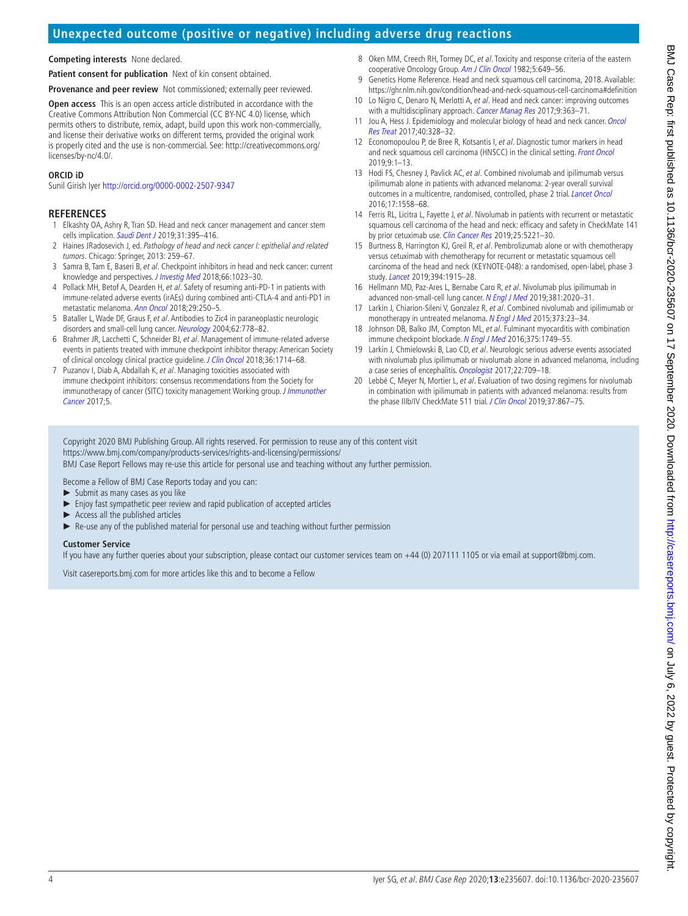**Competing interests** None declared.

**Patient consent for publication** Next of kin consent obtained.

**Provenance and peer review** Not commissioned; externally peer reviewed.

**Open access** This is an open access article distributed in accordance with the Creative Commons Attribution Non Commercial (CC BY-NC 4.0) license, which permits others to distribute, remix, adapt, build upon this work non-commercially, and license their derivative works on different terms, provided the original work is properly cited and the use is non-commercial. See: http://creativecommons.org/licenses/by-nc/4.0/.

**ORCID iD**

Sunil Girish Iyer http://orcid.org/0000-0002-2507-9347

## REFERENCES

1. Elkashty OA, Ashry R, Tran SD. Head and neck cancer management and cancer stem cells implication. *Saudi Dent J* 2019;31:395–416.
2. Haines JRadosevich J, ed. *Pathology of head and neck cancer I: epithelial and related tumors*. Chicago: Springer, 2013: 259–67.
3. Samra B, Tam E, Baseri B, *et al*. Checkpoint inhibitors in head and neck cancer: current knowledge and perspectives. *J Investig Med* 2018;66:1023–30.
4. Pollack MH, Betof A, Dearden H, *et al*. Safety of resuming anti-PD-1 in patients with immune-related adverse events (irAEs) during combined anti-CTLA-4 and anti-PD1 in metastatic melanoma. *Ann Oncol* 2018;29:250–5.
5. Bataller L, Wade DF, Graus F, *et al*. Antibodies to Zic4 in paraneoplastic neurologic disorders and small-cell lung cancer. *Neurology* 2004;62:778–82.
6. Brahmer JR, Lacchetti C, Schneider BJ, *et al*. Management of immune-related adverse events in patients treated with immune checkpoint inhibitor therapy: American Society of clinical oncology clinical practice guideline. *J Clin Oncol* 2018;36:1714–68.
7. Puzanov I, Diab A, Abdallah K, *et al*. Managing toxicities associated with immune checkpoint inhibitors: consensus recommendations from the Society for immunotherapy of cancer (SITC) toxicity management Working group. *J Immunother Cancer* 2017;5.
8. Oken MM, Creech RH, Tormey DC, *et al*. Toxicity and response criteria of the eastern cooperative Oncology Group. *Am J Clin Oncol* 1982;5:649–56.
9. Genetics Home Reference. Head and neck squamous cell carcinoma, 2018. Available: https://ghr.nlm.nih.gov/condition/head-and-neck-squamous-cell-carcinoma#definition
10. Lo Nigro C, Denaro N, Merlotti A, *et al*. Head and neck cancer: improving outcomes with a multidisciplinary approach. *Cancer Manag Res* 2017;9:363–71.
11. Jou A, Hess J. Epidemiology and molecular biology of head and neck cancer. *Oncol Res Treat* 2017;40:328–32.
12. Economopoulou P, de Bree R, Kotsantis I, *et al*. Diagnostic tumor markers in head and neck squamous cell carcinoma (HNSCC) in the clinical setting. *Front Oncol* 2019;9:1–13.
13. Hodi FS, Chesney J, Pavlick AC, *et al*. Combined nivolumab and ipilimumab versus ipilimumab alone in patients with advanced melanoma: 2-year overall survival outcomes in a multicentre, randomised, controlled, phase 2 trial. *Lancet Oncol* 2016;17:1558–68.
14. Ferris RL, Licitra L, Fayette J, *et al*. Nivolumab in patients with recurrent or metastatic squamous cell carcinoma of the head and neck: efficacy and safety in CheckMate 141 by prior cetuximab use. *Clin Cancer Res* 2019;25:5221–30.
15. Burtness B, Harrington KJ, Greil R, *et al*. Pembrolizumab alone or with chemotherapy versus cetuximab with chemotherapy for recurrent or metastatic squamous cell carcinoma of the head and neck (KEYNOTE-048): a randomised, open-label, phase 3 study. *Lancet* 2019;394:1915–28.
16. Hellmann MD, Paz-Ares L, Bernabe Caro R, *et al*. Nivolumab plus ipilimumab in advanced non-small-cell lung cancer. *N Engl J Med* 2019;381:2020–31.
17. Larkin J, Chiarion-Sileni V, Gonzalez R, *et al*. Combined nivolumab and ipilimumab or monotherapy in untreated melanoma. *N Engl J Med* 2015;373:23–34.
18. Johnson DB, Balko JM, Compton ML, *et al*. Fulminant myocarditis with combination immune checkpoint blockade. *N Engl J Med* 2016;375:1749–55.
19. Larkin J, Chmielowski B, Lao CD, *et al*. Neurologic serious adverse events associated with nivolumab plus ipilimumab or nivolumab alone in advanced melanoma, including a case series of encephalitis. *Oncologist* 2017;22:709–18.
20. Lebbé C, Meyer N, Mortier L, *et al*. Evaluation of two dosing regimens for nivolumab in combination with ipilimumab in patients with advanced melanoma: results from the phase IIIb/IV CheckMate 511 trial. *J Clin Oncol* 2019;37:867–75.

Copyright 2020 BMJ Publishing Group. All rights reserved. For permission to reuse any of this content visit https://www.bmj.com/company/products-services/rights-and-licensing/permissions/
BMJ Case Report Fellows may re-use this article for personal use and teaching without any further permission.

Become a Fellow of BMJ Case Reports today and you can:

- ► Submit as many cases as you like
- ► Enjoy fast sympathetic peer review and rapid publication of accepted articles
- ► Access all the published articles
- ► Re-use any of the published material for personal use and teaching without further permission

**Customer Service**

If you have any further queries about your subscription, please contact our customer services team on +44 (0) 207111 1105 or via email at support@bmj.com.

Visit casereports.bmj.com for more articles like this and to become a Fellow